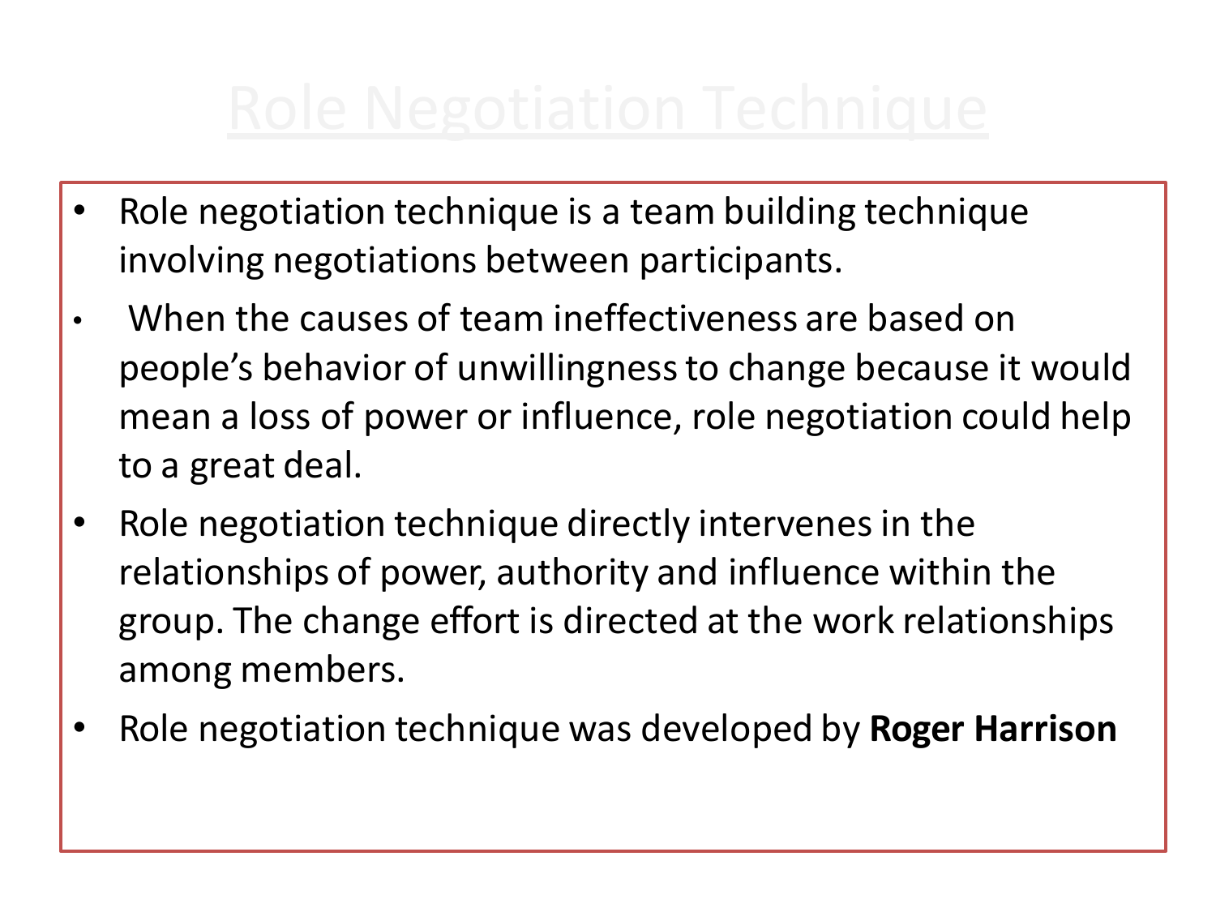# Role Negotiation Technique

- Role negotiation technique is a team building technique involving negotiations between participants.
- When the causes of team ineffectiveness are based on people's behavior of unwillingness to change because it would mean a loss of power or influence, role negotiation could help to a great deal.
- Role negotiation technique directly intervenes in the relationships of power, authority and influence within the group. The change effort is directed at the work relationships among members.
- Role negotiation technique was developed by **Roger Harrison**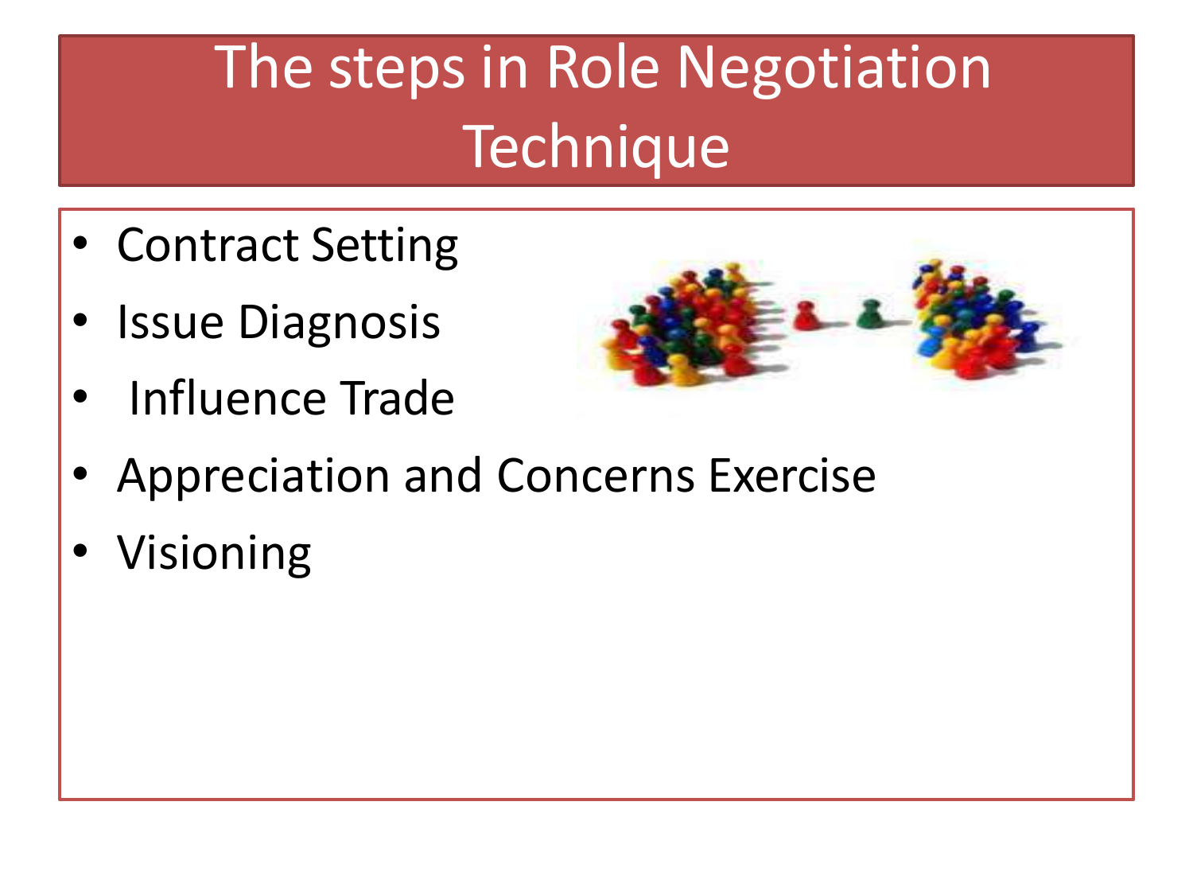# The steps in Role Negotiation Technique

- Contract Setting
- Issue Diagnosis
- Influence Trade
- Appreciation and Concerns Exercise
- Visioning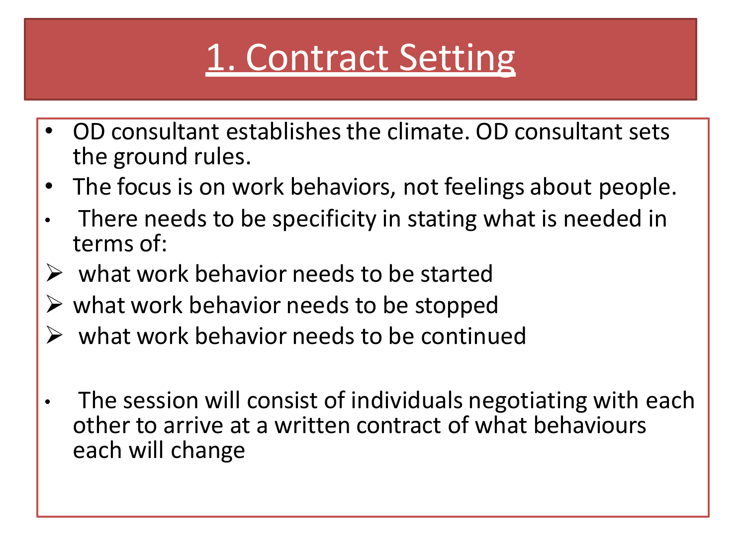# 1. Contract Setting

- OD consultant establishes the climate. OD consultant sets the ground rules.
- The focus is on work behaviors, not feelings about people.
- There needs to be specificity in stating what is needed in terms of:
  - what work behavior needs to be started
  - what work behavior needs to be stopped
  - what work behavior needs to be continued
- The session will consist of individuals negotiating with each other to arrive at a written contract of what behaviours each will change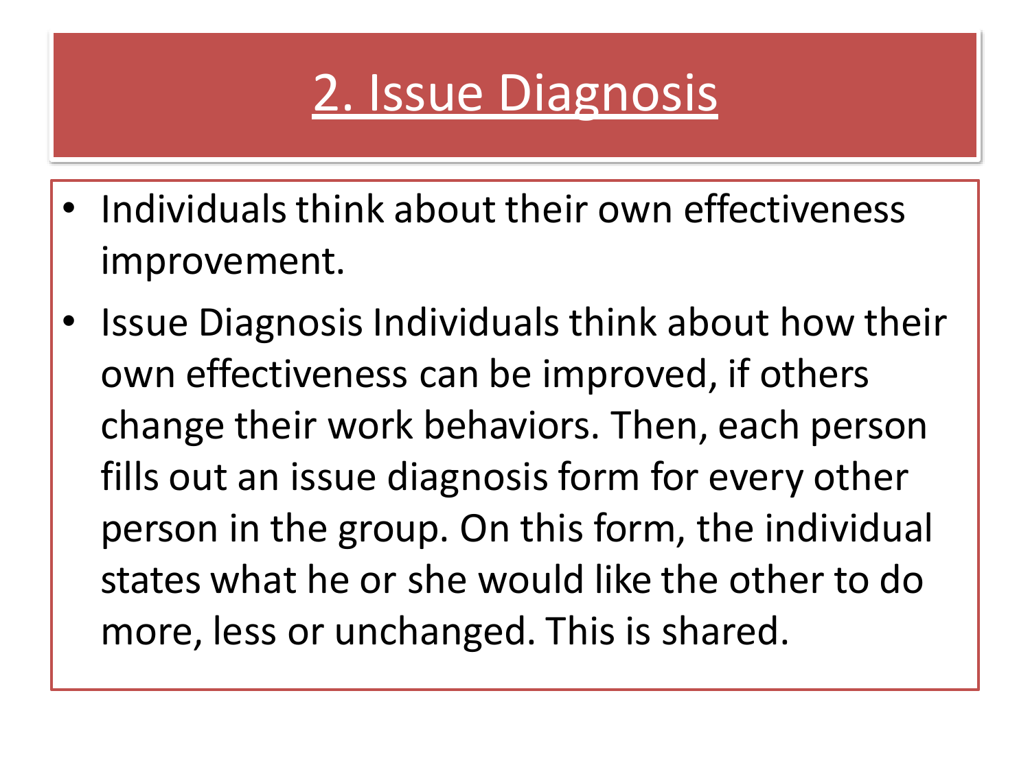# 2. Issue Diagnosis

- Individuals think about their own effectiveness improvement.
- Issue Diagnosis Individuals think about how their own effectiveness can be improved, if others change their work behaviors. Then, each person fills out an issue diagnosis form for every other person in the group. On this form, the individual states what he or she would like the other to do more, less or unchanged. This is shared.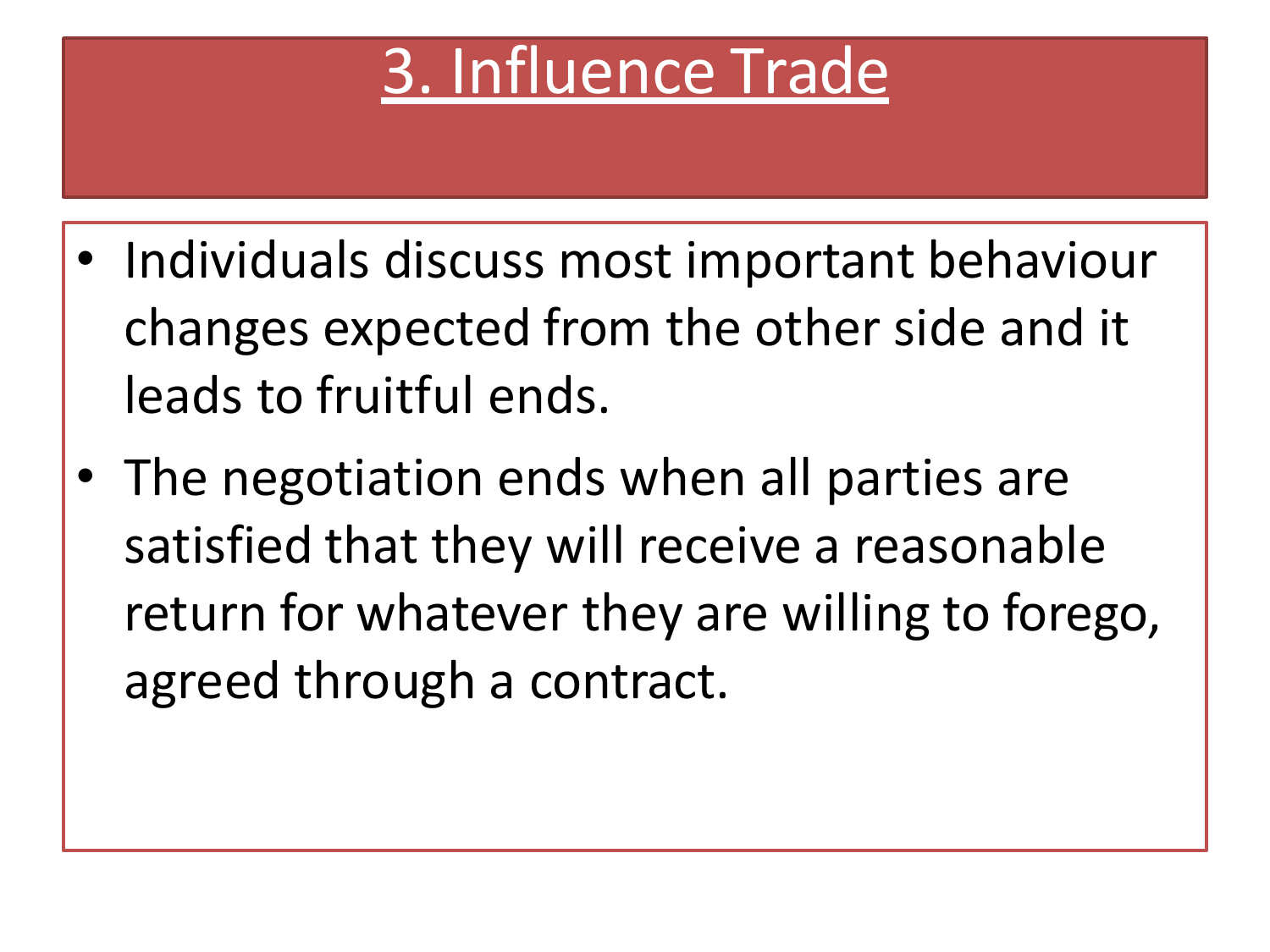# 3. Influence Trade

- Individuals discuss most important behaviour changes expected from the other side and it leads to fruitful ends.
- The negotiation ends when all parties are satisfied that they will receive a reasonable return for whatever they are willing to forego, agreed through a contract.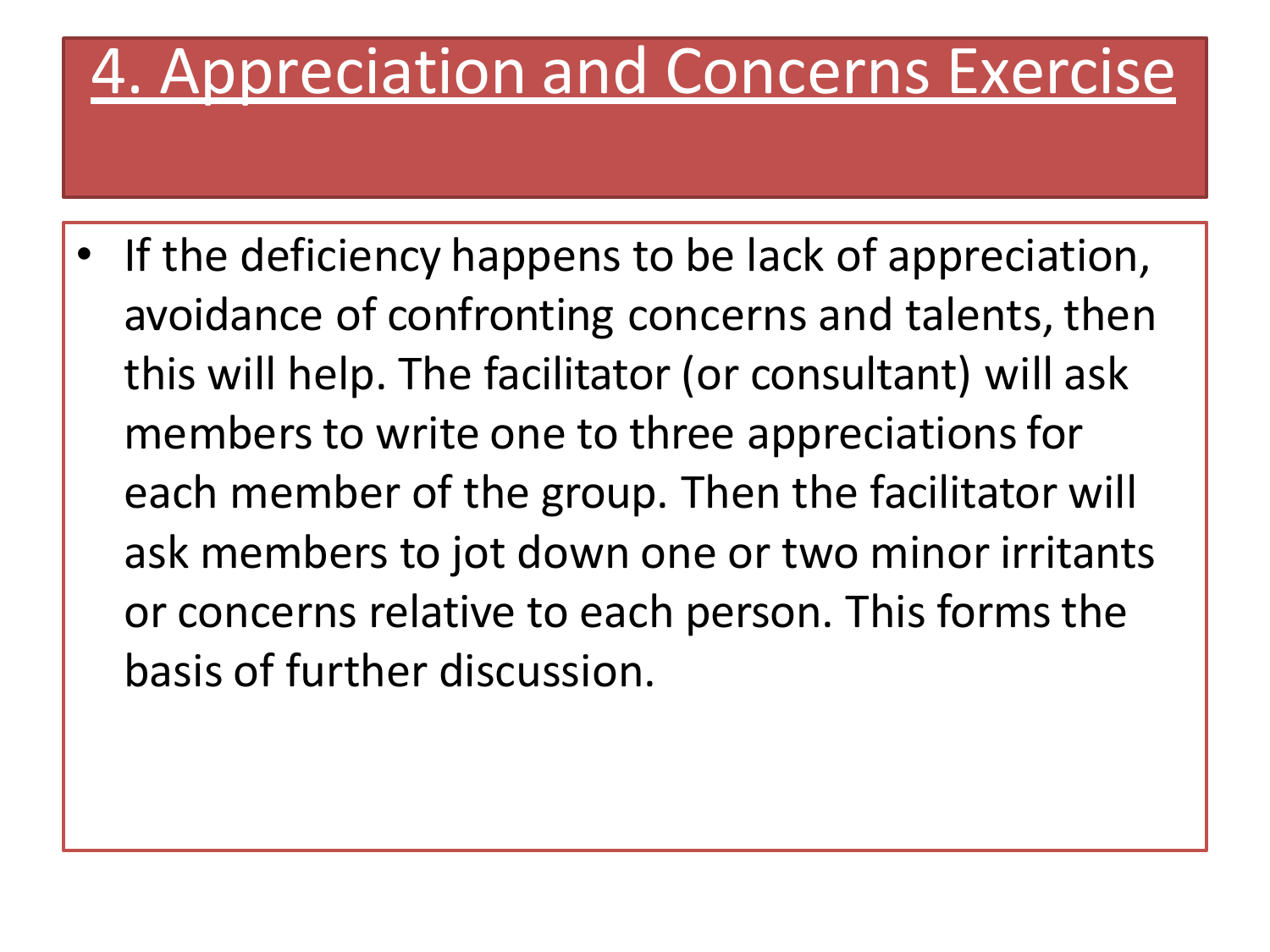# 4. Appreciation and Concerns Exercise

- If the deficiency happens to be lack of appreciation, avoidance of confronting concerns and talents, then this will help. The facilitator (or consultant) will ask members to write one to three appreciations for each member of the group. Then the facilitator will ask members to jot down one or two minor irritants or concerns relative to each person. This forms the basis of further discussion.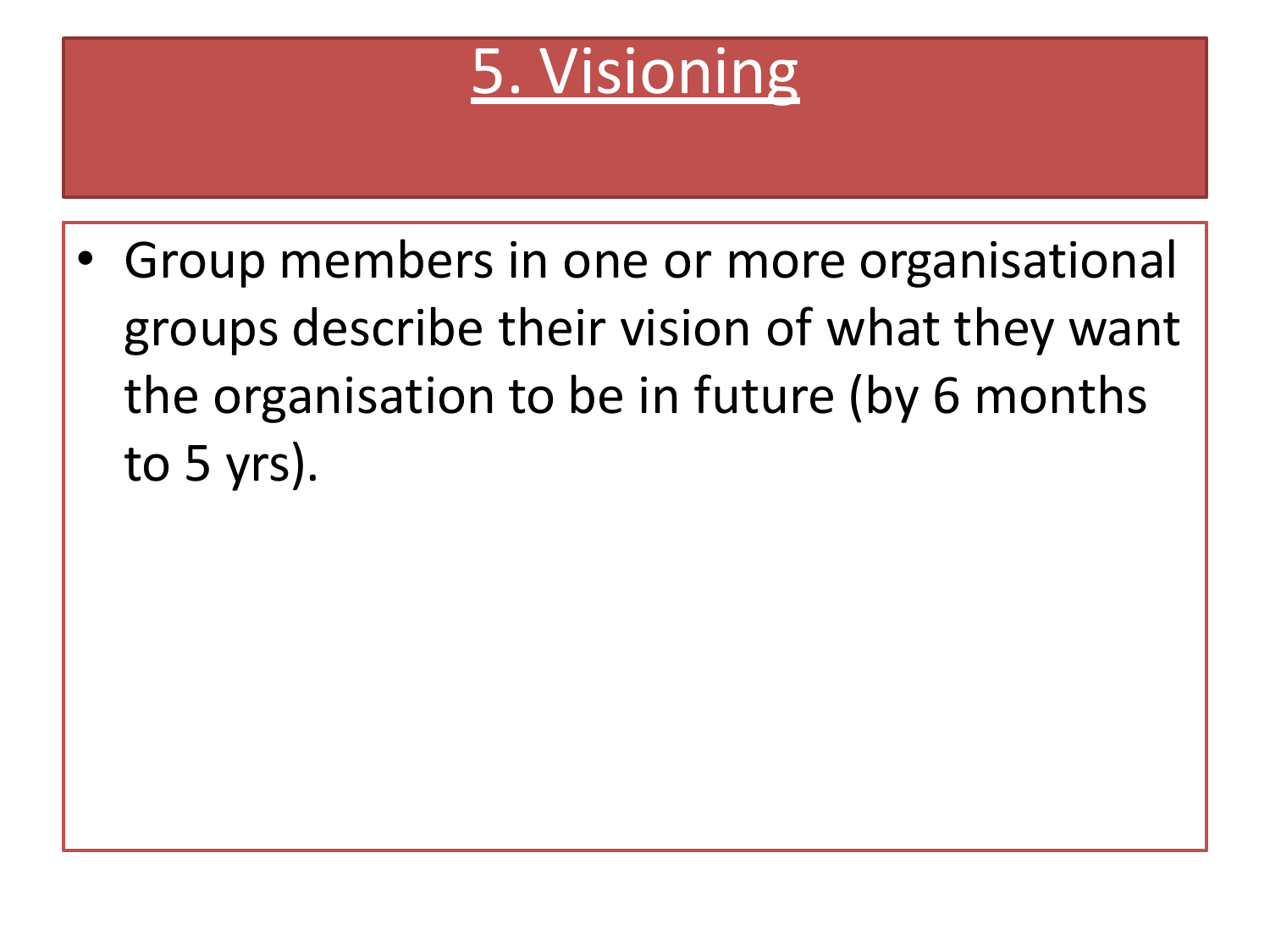# 5. Visioning

- Group members in one or more organisational groups describe their vision of what they want the organisation to be in future (by 6 months to 5 yrs).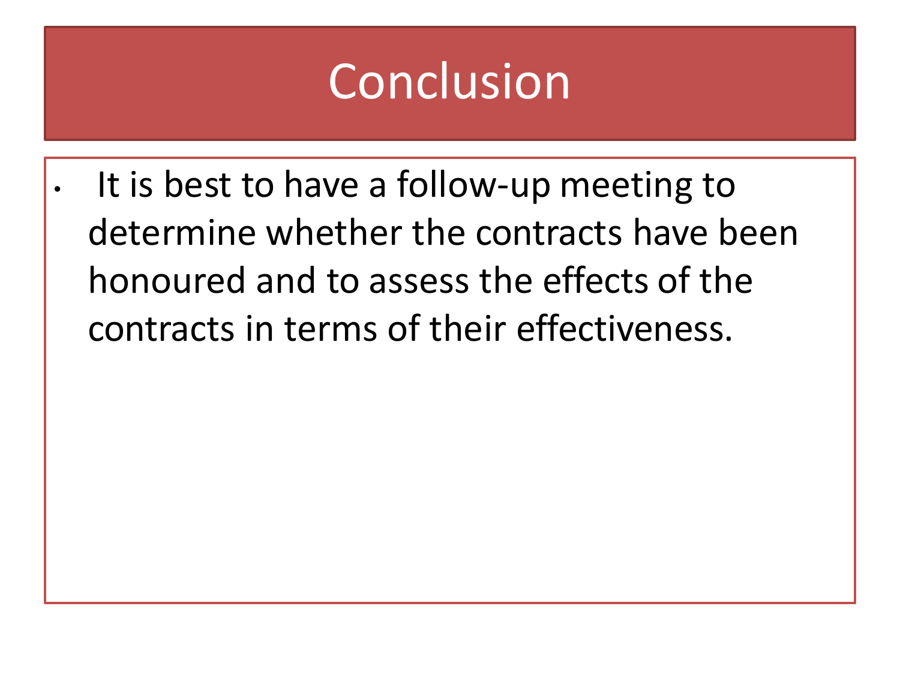# Conclusion

- It is best to have a follow-up meeting to determine whether the contracts have been honoured and to assess the effects of the contracts in terms of their effectiveness.